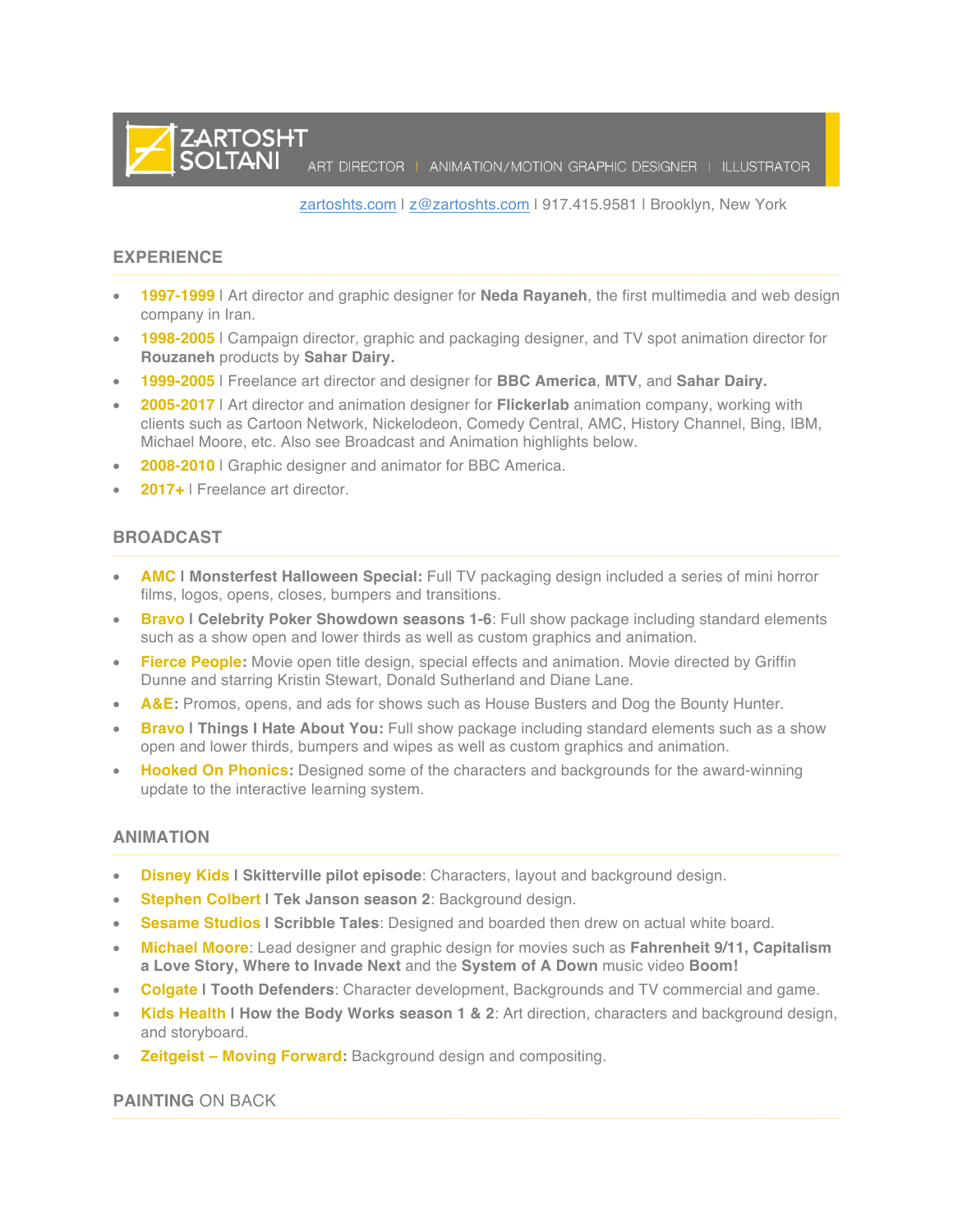# ZARTOSHT SOLTANI

ART DIRECTOR | ANIMATION/MOTION GRAPHIC DESIGNER | ILLUSTRATOR

zartoshts.com | z@zartoshts.com | 917.415.9581 | Brooklyn, New York

## EXPERIENCE

- **1997-1999** | Art director and graphic designer for **Neda Rayaneh**, the first multimedia and web design company in Iran.
- **1998-2005** | Campaign director, graphic and packaging designer, and TV spot animation director for **Rouzaneh** products by **Sahar Dairy.**
- **1999-2005** | Freelance art director and designer for **BBC America**, **MTV**, and **Sahar Dairy.**
- **2005-2017** | Art director and animation designer for **Flickerlab** animation company, working with clients such as Cartoon Network, Nickelodeon, Comedy Central, AMC, History Channel, Bing, IBM, Michael Moore, etc. Also see Broadcast and Animation highlights below.
- **2008-2010** | Graphic designer and animator for BBC America.
- **2017+** | Freelance art director.

## BROADCAST

- **AMC | Monsterfest Halloween Special:** Full TV packaging design included a series of mini horror films, logos, opens, closes, bumpers and transitions.
- **Bravo | Celebrity Poker Showdown seasons 1-6**: Full show package including standard elements such as a show open and lower thirds as well as custom graphics and animation.
- **Fierce People:** Movie open title design, special effects and animation. Movie directed by Griffin Dunne and starring Kristin Stewart, Donald Sutherland and Diane Lane.
- **A&E:** Promos, opens, and ads for shows such as House Busters and Dog the Bounty Hunter.
- **Bravo | Things I Hate About You:** Full show package including standard elements such as a show open and lower thirds, bumpers and wipes as well as custom graphics and animation.
- **Hooked On Phonics:** Designed some of the characters and backgrounds for the award-winning update to the interactive learning system.

## ANIMATION

- **Disney Kids | Skitterville pilot episode**: Characters, layout and background design.
- **Stephen Colbert | Tek Janson season 2**: Background design.
- **Sesame Studios | Scribble Tales**: Designed and boarded then drew on actual white board.
- **Michael Moore**: Lead designer and graphic design for movies such as **Fahrenheit 9/11, Capitalism a Love Story, Where to Invade Next** and the **System of A Down** music video **Boom!**
- **Colgate | Tooth Defenders**: Character development, Backgrounds and TV commercial and game.
- **Kids Health | How the Body Works season 1 & 2**: Art direction, characters and background design, and storyboard.
- **Zeitgeist – Moving Forward:** Background design and compositing.

## PAINTING ON BACK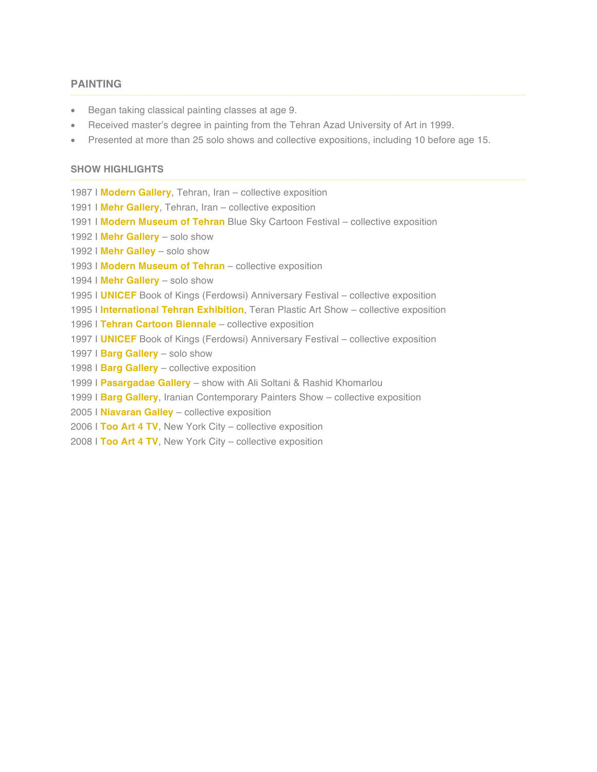## PAINTING

- Began taking classical painting classes at age 9.
- Received master's degree in painting from the Tehran Azad University of Art in 1999.
- Presented at more than 25 solo shows and collective expositions, including 10 before age 15.

## SHOW HIGHLIGHTS

1987 l **Modern Gallery**, Tehran, Iran – collective exposition
1991 l **Mehr Gallery**, Tehran, Iran – collective exposition
1991 l **Modern Museum of Tehran** Blue Sky Cartoon Festival – collective exposition
1992 l **Mehr Gallery** – solo show
1992 l **Mehr Galley** – solo show
1993 l **Modern Museum of Tehran** – collective exposition
1994 l **Mehr Gallery** – solo show
1995 l **UNICEF** Book of Kings (Ferdowsi) Anniversary Festival – collective exposition
1995 l **International Tehran Exhibition**, Teran Plastic Art Show – collective exposition
1996 l **Tehran Cartoon Biennale** – collective exposition
1997 l **UNICEF** Book of Kings (Ferdowsi) Anniversary Festival – collective exposition
1997 l **Barg Gallery** – solo show
1998 l **Barg Gallery** – collective exposition
1999 l **Pasargadae Gallery** – show with Ali Soltani & Rashid Khomarlou
1999 l **Barg Gallery**, Iranian Contemporary Painters Show – collective exposition
2005 l **Niavaran Galley** – collective exposition
2006 l **Too Art 4 TV**, New York City – collective exposition
2008 l **Too Art 4 TV**, New York City – collective exposition